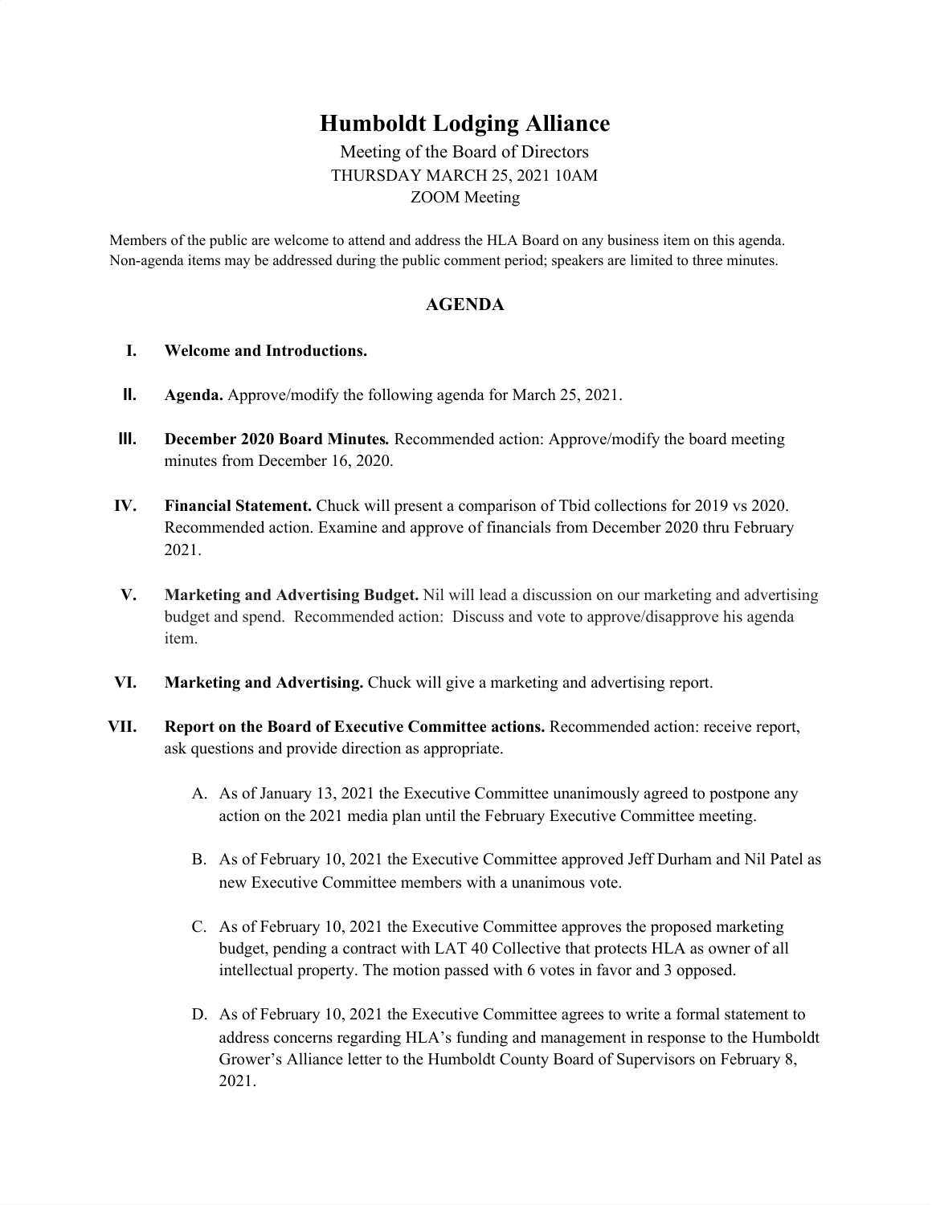# Humboldt Lodging Alliance

Meeting of the Board of Directors
THURSDAY MARCH 25, 2021 10AM
ZOOM Meeting

Members of the public are welcome to attend and address the HLA Board on any business item on this agenda. Non-agenda items may be addressed during the public comment period; speakers are limited to three minutes.

## AGENDA

I. **Welcome and Introductions.**

II. **Agenda.** Approve/modify the following agenda for March 25, 2021.

III. **December 2020 Board Minutes.** Recommended action: Approve/modify the board meeting minutes from December 16, 2020.

IV. **Financial Statement.** Chuck will present a comparison of Tbid collections for 2019 vs 2020. Recommended action. Examine and approve of financials from December 2020 thru February 2021.

V. **Marketing and Advertising Budget.** Nil will lead a discussion on our marketing and advertising budget and spend. Recommended action: Discuss and vote to approve/disapprove his agenda item.

VI. **Marketing and Advertising.** Chuck will give a marketing and advertising report.

VII. **Report on the Board of Executive Committee actions.** Recommended action: receive report, ask questions and provide direction as appropriate.

   A. As of January 13, 2021 the Executive Committee unanimously agreed to postpone any action on the 2021 media plan until the February Executive Committee meeting.

   B. As of February 10, 2021 the Executive Committee approved Jeff Durham and Nil Patel as new Executive Committee members with a unanimous vote.

   C. As of February 10, 2021 the Executive Committee approves the proposed marketing budget, pending a contract with LAT 40 Collective that protects HLA as owner of all intellectual property. The motion passed with 6 votes in favor and 3 opposed.

   D. As of February 10, 2021 the Executive Committee agrees to write a formal statement to address concerns regarding HLA's funding and management in response to the Humboldt Grower's Alliance letter to the Humboldt County Board of Supervisors on February 8, 2021.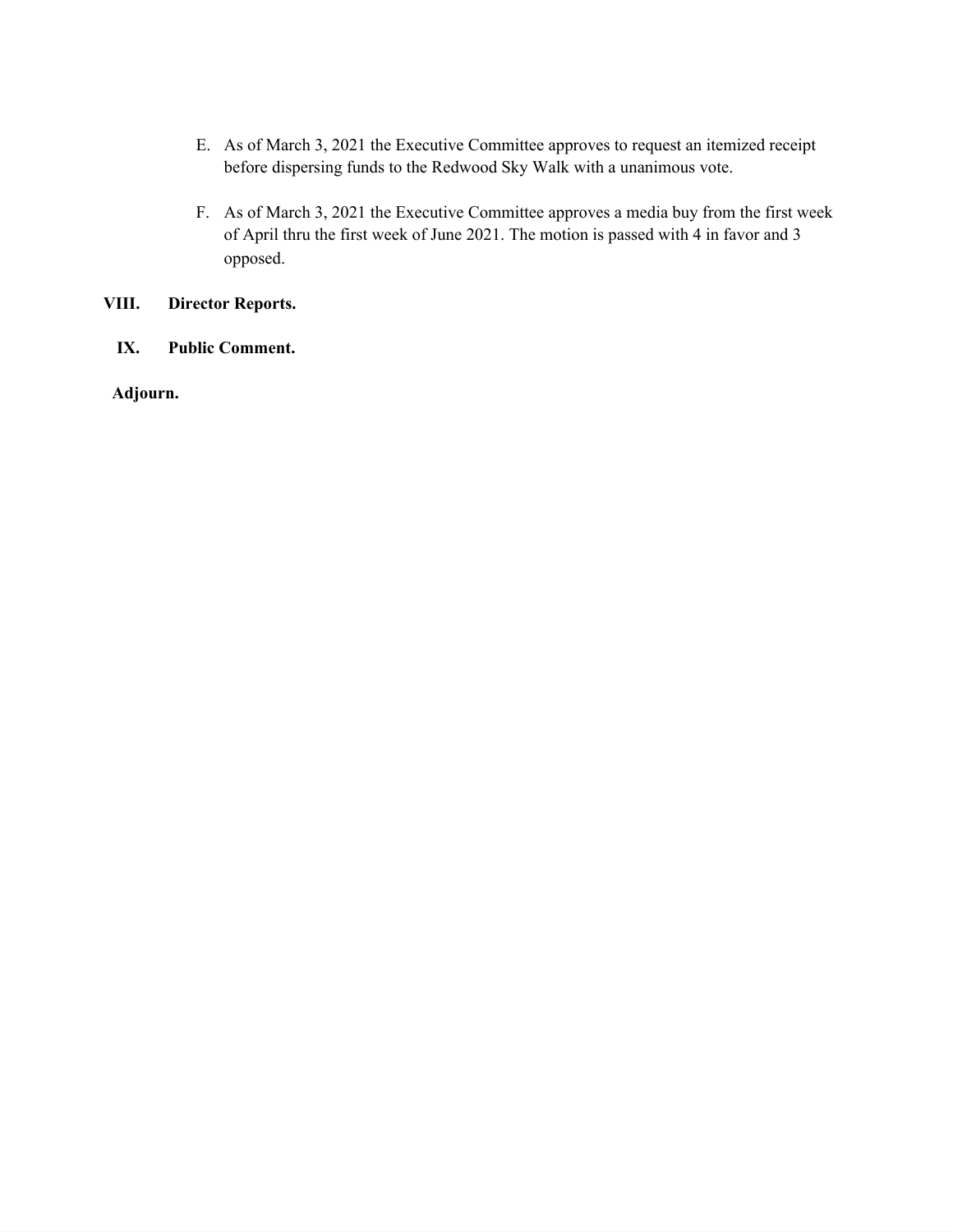E. As of March 3, 2021 the Executive Committee approves to request an itemized receipt before dispersing funds to the Redwood Sky Walk with a unanimous vote.

F. As of March 3, 2021 the Executive Committee approves a media buy from the first week of April thru the first week of June 2021. The motion is passed with 4 in favor and 3 opposed.

**VIII. Director Reports.**

**IX. Public Comment.**

**Adjourn.**